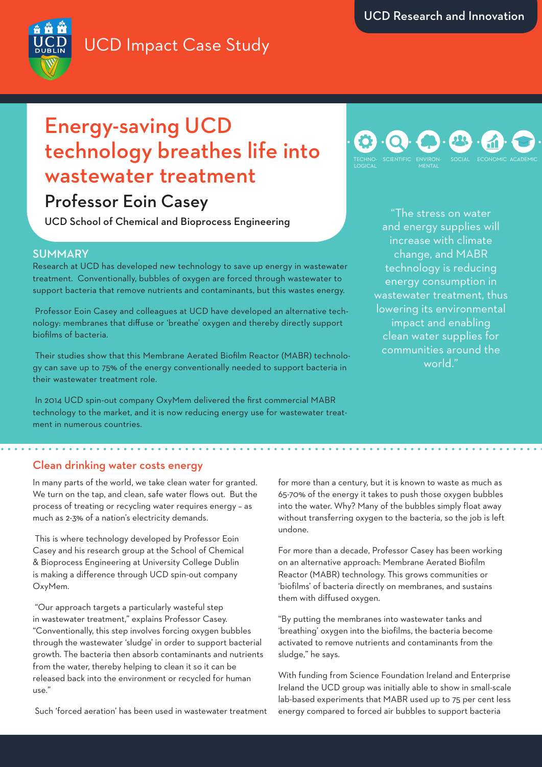UCD Impact Case Study

UCD Research and Innovation

# Energy-saving UCD technology breathes life into wastewater treatment

## Professor Eoin Casey

UCD School of Chemical and Bioprocess Engineering

TECHNOLOGICAL · SCIENTIFIC · ENVIRONMENTAL · SOCIAL · ECONOMIC · ACADEMIC

### SUMMARY

Research at UCD has developed new technology to save up energy in wastewater treatment. Conventionally, bubbles of oxygen are forced through wastewater to support bacteria that remove nutrients and contaminants, but this wastes energy.

Professor Eoin Casey and colleagues at UCD have developed an alternative technology: membranes that diffuse or 'breathe' oxygen and thereby directly support biofilms of bacteria.

Their studies show that this Membrane Aerated Biofilm Reactor (MABR) technology can save up to 75% of the energy conventionally needed to support bacteria in their wastewater treatment role.

In 2014 UCD spin-out company OxyMem delivered the first commercial MABR technology to the market, and it is now reducing energy use for wastewater treatment in numerous countries.

"The stress on water and energy supplies will increase with climate change, and MABR technology is reducing energy consumption in wastewater treatment, thus lowering its environmental impact and enabling clean water supplies for communities around the world."

### Clean drinking water costs energy

In many parts of the world, we take clean water for granted. We turn on the tap, and clean, safe water flows out. But the process of treating or recycling water requires energy – as much as 2-3% of a nation's electricity demands.

This is where technology developed by Professor Eoin Casey and his research group at the School of Chemical & Bioprocess Engineering at University College Dublin is making a difference through UCD spin-out company OxyMem.

"Our approach targets a particularly wasteful step in wastewater treatment," explains Professor Casey. "Conventionally, this step involves forcing oxygen bubbles through the wastewater 'sludge' in order to support bacterial growth. The bacteria then absorb contaminants and nutrients from the water, thereby helping to clean it so it can be released back into the environment or recycled for human use."

Such 'forced aeration' has been used in wastewater treatment for more than a century, but it is known to waste as much as 65-70% of the energy it takes to push those oxygen bubbles into the water. Why? Many of the bubbles simply float away without transferring oxygen to the bacteria, so the job is left undone.

For more than a decade, Professor Casey has been working on an alternative approach: Membrane Aerated Biofilm Reactor (MABR) technology. This grows communities or 'biofilms' of bacteria directly on membranes, and sustains them with diffused oxygen.

"By putting the membranes into wastewater tanks and 'breathing' oxygen into the biofilms, the bacteria become activated to remove nutrients and contaminants from the sludge," he says.

With funding from Science Foundation Ireland and Enterprise Ireland the UCD group was initially able to show in small-scale lab-based experiments that MABR used up to 75 per cent less energy compared to forced air bubbles to support bacteria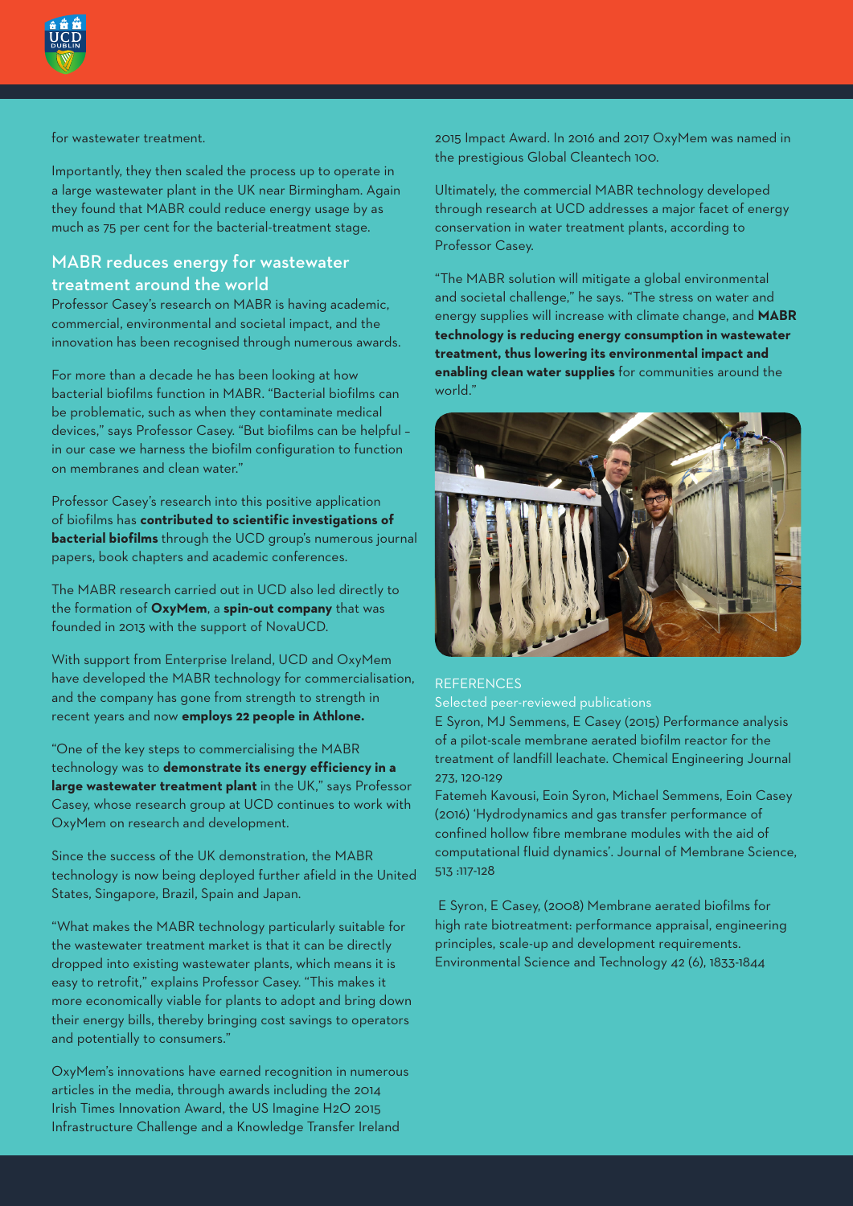for wastewater treatment.

Importantly, they then scaled the process up to operate in a large wastewater plant in the UK near Birmingham. Again they found that MABR could reduce energy usage by as much as 75 per cent for the bacterial-treatment stage.

## MABR reduces energy for wastewater treatment around the world

Professor Casey's research on MABR is having academic, commercial, environmental and societal impact, and the innovation has been recognised through numerous awards.

For more than a decade he has been looking at how bacterial biofilms function in MABR. "Bacterial biofilms can be problematic, such as when they contaminate medical devices," says Professor Casey. "But biofilms can be helpful – in our case we harness the biofilm configuration to function on membranes and clean water."

Professor Casey's research into this positive application of biofilms has **contributed to scientific investigations of bacterial biofilms** through the UCD group's numerous journal papers, book chapters and academic conferences.

The MABR research carried out in UCD also led directly to the formation of **OxyMem**, a **spin-out company** that was founded in 2013 with the support of NovaUCD.

With support from Enterprise Ireland, UCD and OxyMem have developed the MABR technology for commercialisation, and the company has gone from strength to strength in recent years and now **employs 22 people in Athlone.**

"One of the key steps to commercialising the MABR technology was to **demonstrate its energy efficiency in a large wastewater treatment plant** in the UK," says Professor Casey, whose research group at UCD continues to work with OxyMem on research and development.

Since the success of the UK demonstration, the MABR technology is now being deployed further afield in the United States, Singapore, Brazil, Spain and Japan.

"What makes the MABR technology particularly suitable for the wastewater treatment market is that it can be directly dropped into existing wastewater plants, which means it is easy to retrofit," explains Professor Casey. "This makes it more economically viable for plants to adopt and bring down their energy bills, thereby bringing cost savings to operators and potentially to consumers."

OxyMem's innovations have earned recognition in numerous articles in the media, through awards including the 2014 Irish Times Innovation Award, the US Imagine H2O 2015 Infrastructure Challenge and a Knowledge Transfer Ireland 2015 Impact Award. In 2016 and 2017 OxyMem was named in the prestigious Global Cleantech 100.

Ultimately, the commercial MABR technology developed through research at UCD addresses a major facet of energy conservation in water treatment plants, according to Professor Casey.

"The MABR solution will mitigate a global environmental and societal challenge," he says. "The stress on water and energy supplies will increase with climate change, and **MABR technology is reducing energy consumption in wastewater treatment, thus lowering its environmental impact and enabling clean water supplies** for communities around the world."

## REFERENCES

### Selected peer-reviewed publications

E Syron, MJ Semmens, E Casey (2015) Performance analysis of a pilot-scale membrane aerated biofilm reactor for the treatment of landfill leachate. Chemical Engineering Journal 273, 120-129

Fatemeh Kavousi, Eoin Syron, Michael Semmens, Eoin Casey (2016) 'Hydrodynamics and gas transfer performance of confined hollow fibre membrane modules with the aid of computational fluid dynamics'. Journal of Membrane Science, 513 :117-128

E Syron, E Casey, (2008) Membrane aerated biofilms for high rate biotreatment: performance appraisal, engineering principles, scale-up and development requirements. Environmental Science and Technology 42 (6), 1833-1844